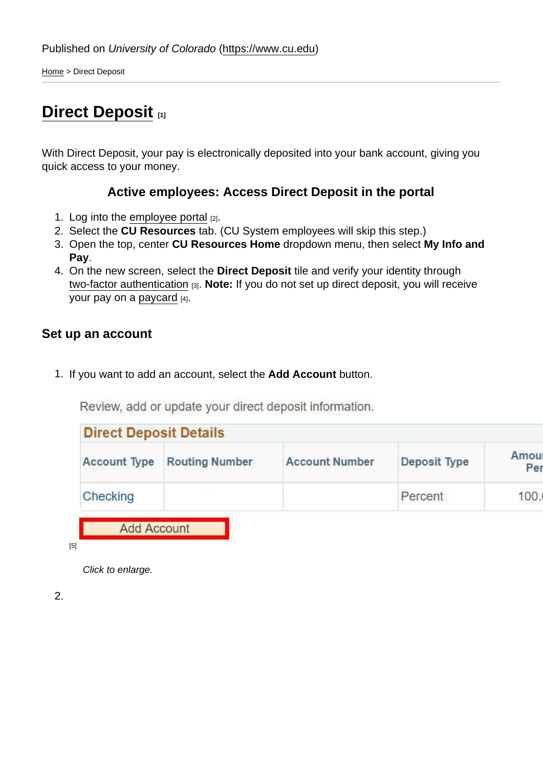Published on *University of Colorado* (https://www.cu.edu)

Home > Direct Deposit

# Direct Deposit [1]

With Direct Deposit, your pay is electronically deposited into your bank account, giving you quick access to your money.

### Active employees: Access Direct Deposit in the portal

1. Log into the employee portal [2].
2. Select the **CU Resources** tab. (CU System employees will skip this step.)
3. Open the top, center **CU Resources Home** dropdown menu, then select **My Info and Pay**.
4. On the new screen, select the **Direct Deposit** tile and verify your identity through two-factor authentication [3]. **Note:** If you do not set up direct deposit, you will receive your pay on a paycard [4].

## Set up an account

1. If you want to add an account, select the **Add Account** button.

Review, add or update your direct deposit information.

| Direct Deposit Details | | | | |
|---|---|---|---|---|
| Account Type | Routing Number | Account Number | Deposit Type | Amou Per |
| Checking | | | Percent | 100. |

Add Account

[5]

*Click to enlarge.*

2.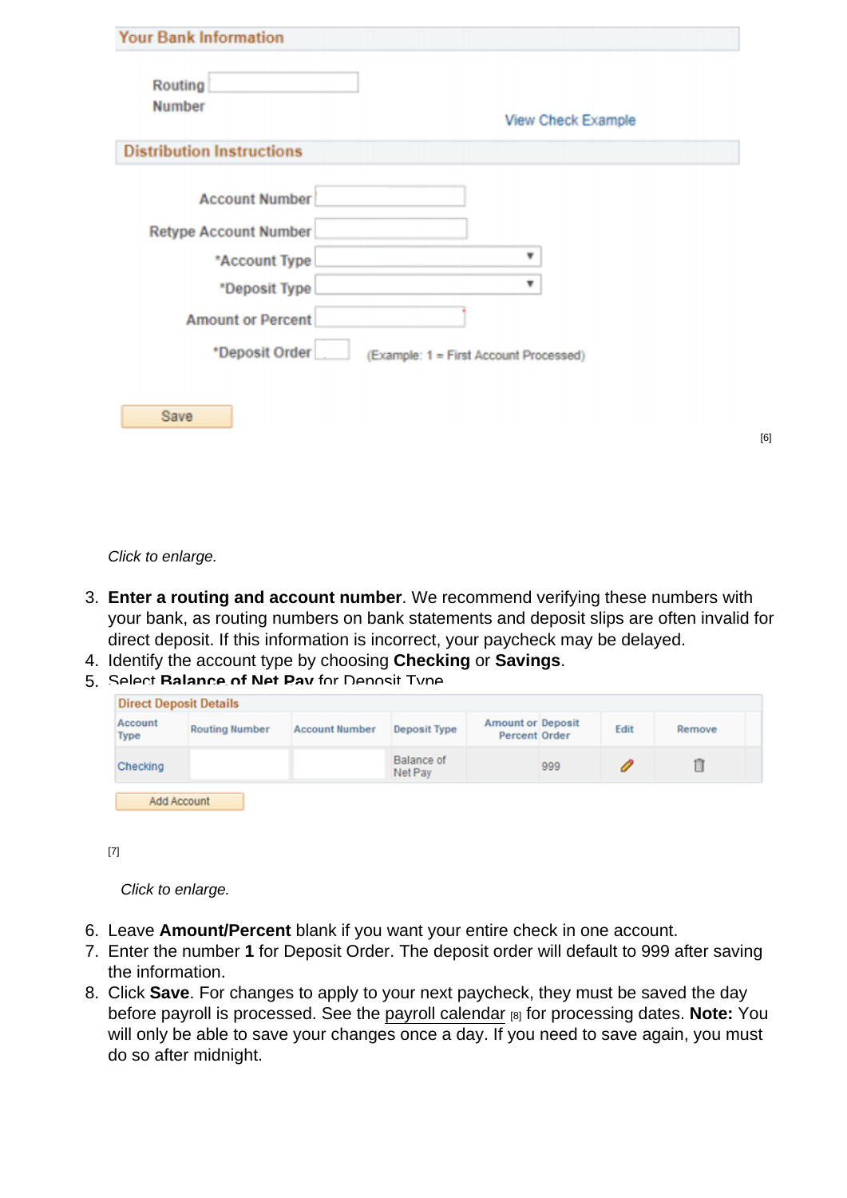Your Bank Information

Routing Number

View Check Example

Distribution Instructions

Account Number

Retype Account Number

*Account Type

*Deposit Type

Amount or Percent

*Deposit Order (Example: 1 = First Account Processed)

Save

[6]

*Click to enlarge.*

3. **Enter a routing and account number**. We recommend verifying these numbers with your bank, as routing numbers on bank statements and deposit slips are often invalid for direct deposit. If this information is incorrect, your paycheck may be delayed.
4. Identify the account type by choosing **Checking** or **Savings**.
5. Select **Balance of Net Pay** for Deposit Type

Direct Deposit Details

| Account Type | Routing Number | Account Number | Deposit Type | Amount or Percent | Deposit Order | Edit | Remove |
|---|---|---|---|---|---|---|---|
| Checking | | | Balance of Net Pay | | 999 | | |

Add Account

[7]

*Click to enlarge.*

6. Leave **Amount/Percent** blank if you want your entire check in one account.
7. Enter the number **1** for Deposit Order. The deposit order will default to 999 after saving the information.
8. Click **Save**. For changes to apply to your next paycheck, they must be saved the day before payroll is processed. See the payroll calendar [8] for processing dates. **Note:** You will only be able to save your changes once a day. If you need to save again, you must do so after midnight.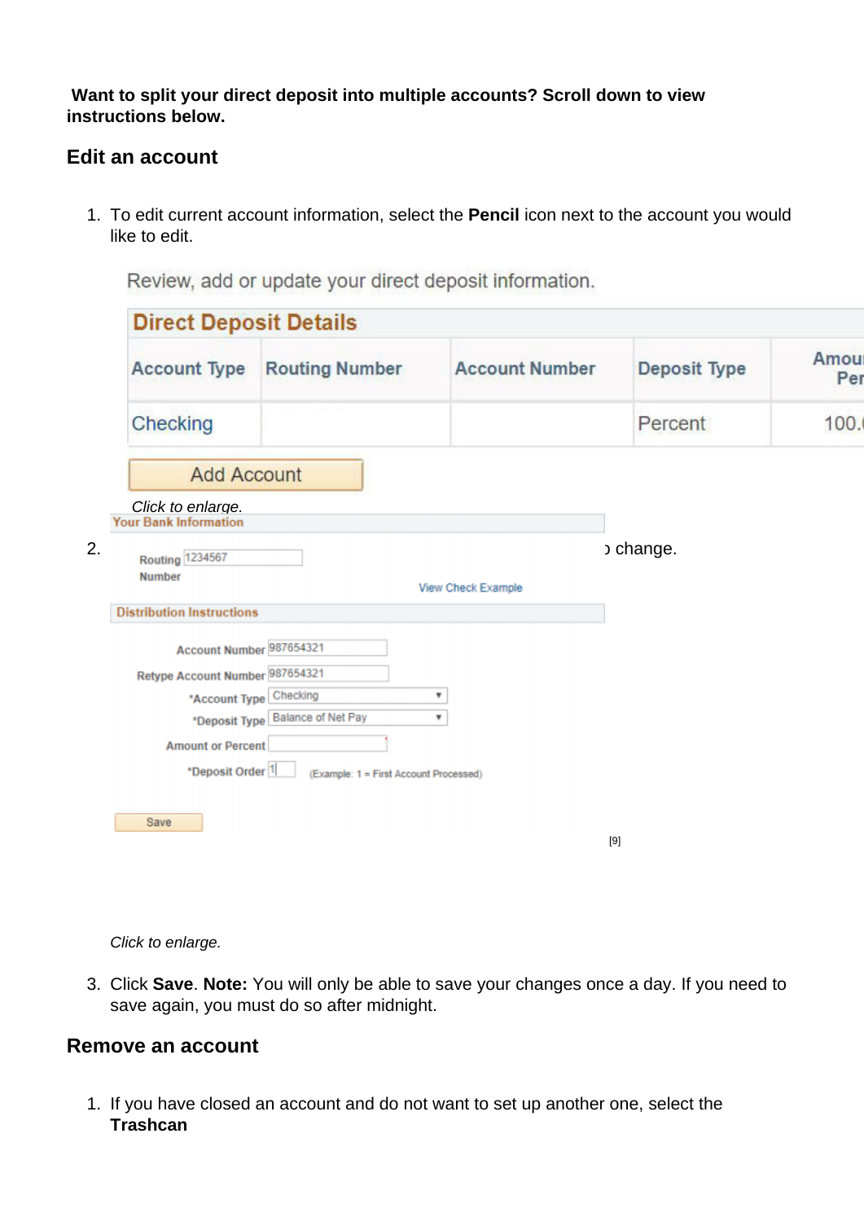**Want to split your direct deposit into multiple accounts? Scroll down to view instructions below.**

## Edit an account

1. To edit current account information, select the **Pencil** icon next to the account you would like to edit.

Review, add or update your direct deposit information.

| Direct Deposit Details | | | | |
|---|---|---|---|---|
| Account Type | Routing Number | Account Number | Deposit Type | Amou Per |
| Checking | | | Percent | 100. |

Add Account

*Click to enlarge.*

2. ... change.

Your Bank Information

Routing Number 1234567

View Check Example

Distribution Instructions

Account Number 987654321

Retype Account Number 987654321

*Account Type Checking

*Deposit Type Balance of Net Pay

Amount or Percent

*Deposit Order 1 (Example: 1 = First Account Processed)

Save

[9]

*Click to enlarge.*

3. Click **Save**. **Note:** You will only be able to save your changes once a day. If you need to save again, you must do so after midnight.

## Remove an account

1. If you have closed an account and do not want to set up another one, select the **Trashcan**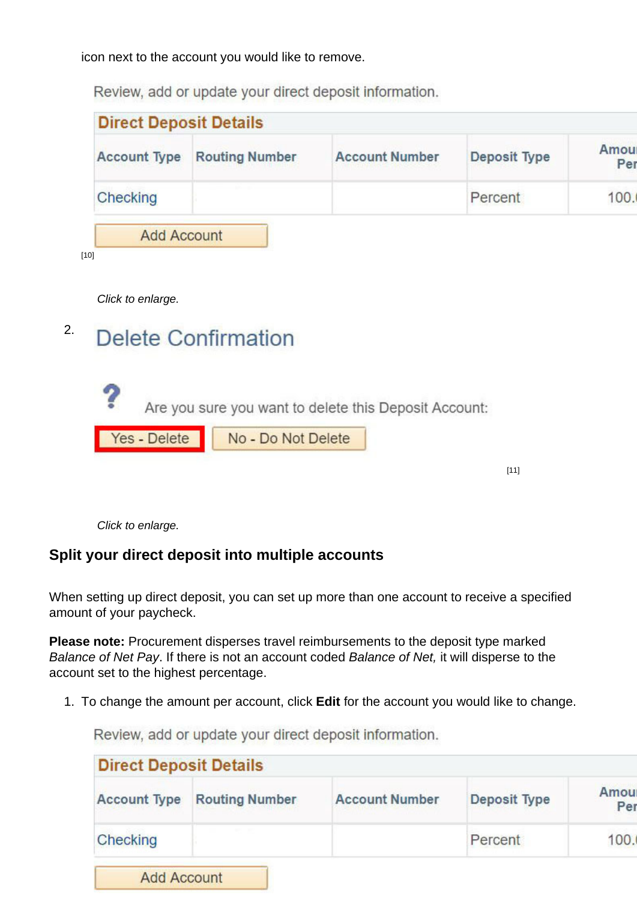icon next to the account you would like to remove.

Review, add or update your direct deposit information.

| Direct Deposit Details | | | | |
|---|---|---|---|---|
| Account Type | Routing Number | Account Number | Deposit Type | Amount/ Per |
| Checking | | | Percent | 100. |

Add Account

[10]

*Click to enlarge.*

2. Delete Confirmation

Are you sure you want to delete this Deposit Account:

Yes - Delete | No - Do Not Delete

[11]

*Click to enlarge.*

### Split your direct deposit into multiple accounts

When setting up direct deposit, you can set up more than one account to receive a specified amount of your paycheck.

**Please note:** Procurement disperses travel reimbursements to the deposit type marked *Balance of Net Pay*. If there is not an account coded *Balance of Net,* it will disperse to the account set to the highest percentage.

1. To change the amount per account, click **Edit** for the account you would like to change.

Review, add or update your direct deposit information.

| Direct Deposit Details | | | | |
|---|---|---|---|---|
| Account Type | Routing Number | Account Number | Deposit Type | Amount/ Per |
| Checking | | | Percent | 100. |

Add Account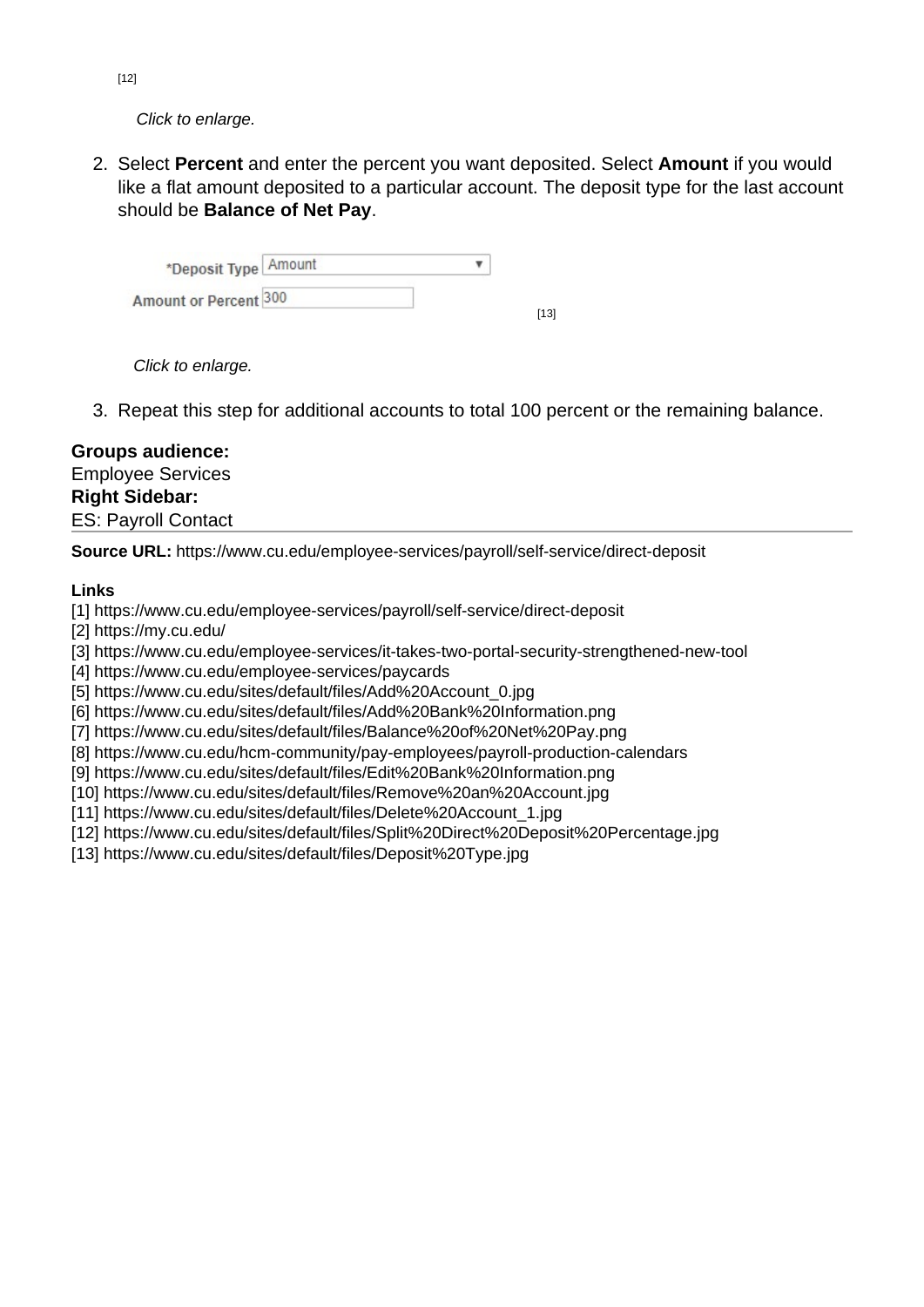[12]

*Click to enlarge.*

2. Select **Percent** and enter the percent you want deposited. Select **Amount** if you would like a flat amount deposited to a particular account. The deposit type for the last account should be **Balance of Net Pay**.

[13]

*Click to enlarge.*

3. Repeat this step for additional accounts to total 100 percent or the remaining balance.

**Groups audience:**
Employee Services
**Right Sidebar:**
ES: Payroll Contact

---

**Source URL:** https://www.cu.edu/employee-services/payroll/self-service/direct-deposit

**Links**
[1] https://www.cu.edu/employee-services/payroll/self-service/direct-deposit
[2] https://my.cu.edu/
[3] https://www.cu.edu/employee-services/it-takes-two-portal-security-strengthened-new-tool
[4] https://www.cu.edu/employee-services/paycards
[5] https://www.cu.edu/sites/default/files/Add%20Account_0.jpg
[6] https://www.cu.edu/sites/default/files/Add%20Bank%20Information.png
[7] https://www.cu.edu/sites/default/files/Balance%20of%20Net%20Pay.png
[8] https://www.cu.edu/hcm-community/pay-employees/payroll-production-calendars
[9] https://www.cu.edu/sites/default/files/Edit%20Bank%20Information.png
[10] https://www.cu.edu/sites/default/files/Remove%20an%20Account.jpg
[11] https://www.cu.edu/sites/default/files/Delete%20Account_1.jpg
[12] https://www.cu.edu/sites/default/files/Split%20Direct%20Deposit%20Percentage.jpg
[13] https://www.cu.edu/sites/default/files/Deposit%20Type.jpg